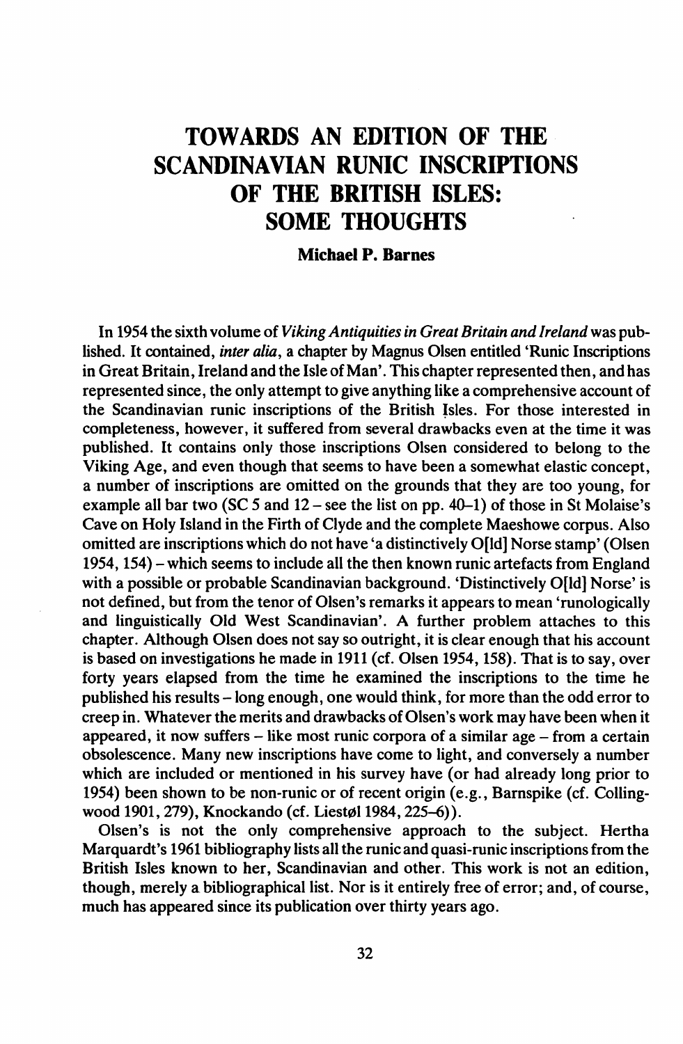# TOWARDS AN EDITION OF THE SCANDINAVIAN RUNIC INSCRIPTIONS OF THE BRITISH ISLES: SOME THOUGHTS

**Michael P. Barnes**

In 1954 the sixth volume of *Viking Antiquities in Great Britain and Ireland* was published. It contained, *inter alia*, a chapter by Magnus Olsen entitled 'Runic Inscriptions in Great Britain, Ireland and the Isle of Man'. This chapter represented then, and has represented since, the only attempt to give anything like a comprehensive account of the Scandinavian runic inscriptions of the British Isles. For those interested in completeness, however, it suffered from several drawbacks even at the time it was published. It contains only those inscriptions Olsen considered to belong to the Viking Age, and even though that seems to have been a somewhat elastic concept, a number of inscriptions are omitted on the grounds that they are too young, for example all bar two (SC 5 and 12 – see the list on pp. 40–1) of those in St Molaise's Cave on Holy Island in the Firth of Clyde and the complete Maeshowe corpus. Also omitted are inscriptions which do not have 'a distinctively O[ld] Norse stamp' (Olsen 1954, 154) – which seems to include all the then known runic artefacts from England with a possible or probable Scandinavian background. 'Distinctively O[ld] Norse' is not defined, but from the tenor of Olsen's remarks it appears to mean 'runologically and linguistically Old West Scandinavian'. A further problem attaches to this chapter. Although Olsen does not say so outright, it is clear enough that his account is based on investigations he made in 1911 (cf. Olsen 1954, 158). That is to say, over forty years elapsed from the time he examined the inscriptions to the time he published his results – long enough, one would think, for more than the odd error to creep in. Whatever the merits and drawbacks of Olsen's work may have been when it appeared, it now suffers – like most runic corpora of a similar age – from a certain obsolescence. Many new inscriptions have come to light, and conversely a number which are included or mentioned in his survey have (or had already long prior to 1954) been shown to be non-runic or of recent origin (e.g., Barnspike (cf. Collingwood 1901, 279), Knockando (cf. Liestøl 1984, 225–6)).

Olsen's is not the only comprehensive approach to the subject. Hertha Marquardt's 1961 bibliography lists all the runic and quasi-runic inscriptions from the British Isles known to her, Scandinavian and other. This work is not an edition, though, merely a bibliographical list. Nor is it entirely free of error; and, of course, much has appeared since its publication over thirty years ago.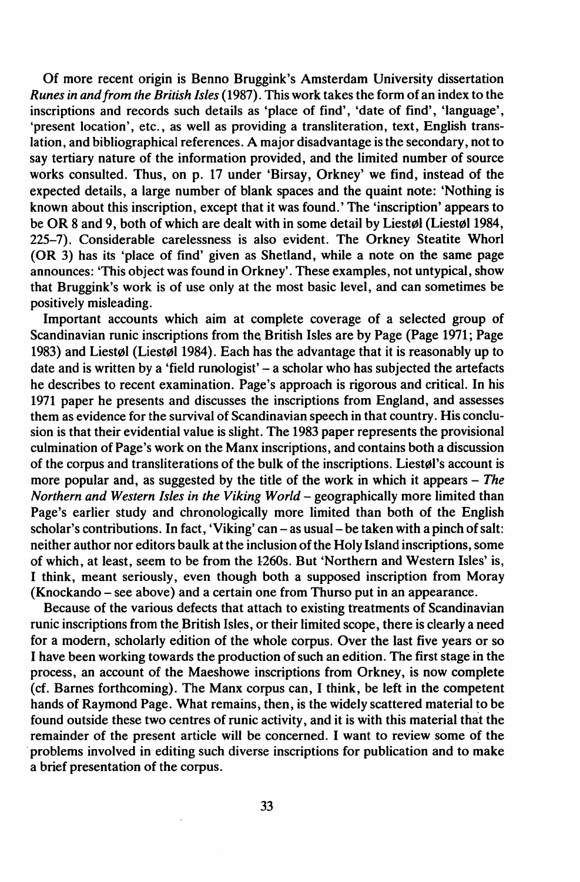Of more recent origin is Benno Bruggink's Amsterdam University dissertation *Runes in and from the British Isles* (1987). This work takes the form of an index to the inscriptions and records such details as 'place of find', 'date of find', 'language', 'present location', etc., as well as providing a transliteration, text, English translation, and bibliographical references. A major disadvantage is the secondary, not to say tertiary nature of the information provided, and the limited number of source works consulted. Thus, on p. 17 under 'Birsay, Orkney' we find, instead of the expected details, a large number of blank spaces and the quaint note: 'Nothing is known about this inscription, except that it was found.' The 'inscription' appears to be OR 8 and 9, both of which are dealt with in some detail by Liestøl (Liestøl 1984, 225–7). Considerable carelessness is also evident. The Orkney Steatite Whorl (OR 3) has its 'place of find' given as Shetland, while a note on the same page announces: 'This object was found in Orkney'. These examples, not untypical, show that Bruggink's work is of use only at the most basic level, and can sometimes be positively misleading.

Important accounts which aim at complete coverage of a selected group of Scandinavian runic inscriptions from the British Isles are by Page (Page 1971; Page 1983) and Liestøl (Liestøl 1984). Each has the advantage that it is reasonably up to date and is written by a 'field runologist' – a scholar who has subjected the artefacts he describes to recent examination. Page's approach is rigorous and critical. In his 1971 paper he presents and discusses the inscriptions from England, and assesses them as evidence for the survival of Scandinavian speech in that country. His conclusion is that their evidential value is slight. The 1983 paper represents the provisional culmination of Page's work on the Manx inscriptions, and contains both a discussion of the corpus and transliterations of the bulk of the inscriptions. Liestøl's account is more popular and, as suggested by the title of the work in which it appears – *The Northern and Western Isles in the Viking World* – geographically more limited than Page's earlier study and chronologically more limited than both of the English scholar's contributions. In fact, 'Viking' can – as usual – be taken with a pinch of salt: neither author nor editors baulk at the inclusion of the Holy Island inscriptions, some of which, at least, seem to be from the 1260s. But 'Northern and Western Isles' is, I think, meant seriously, even though both a supposed inscription from Moray (Knockando – see above) and a certain one from Thurso put in an appearance.

Because of the various defects that attach to existing treatments of Scandinavian runic inscriptions from the British Isles, or their limited scope, there is clearly a need for a modern, scholarly edition of the whole corpus. Over the last five years or so I have been working towards the production of such an edition. The first stage in the process, an account of the Maeshowe inscriptions from Orkney, is now complete (cf. Barnes forthcoming). The Manx corpus can, I think, be left in the competent hands of Raymond Page. What remains, then, is the widely scattered material to be found outside these two centres of runic activity, and it is with this material that the remainder of the present article will be concerned. I want to review some of the problems involved in editing such diverse inscriptions for publication and to make a brief presentation of the corpus.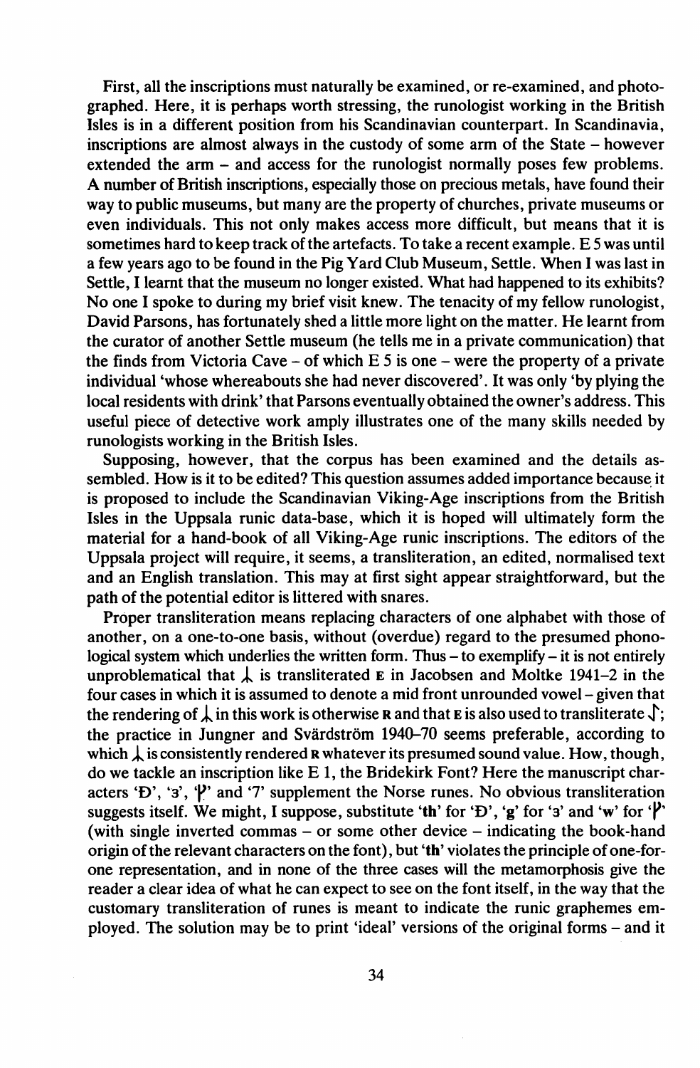First, all the inscriptions must naturally be examined, or re-examined, and photographed. Here, it is perhaps worth stressing, the runologist working in the British Isles is in a different position from his Scandinavian counterpart. In Scandinavia, inscriptions are almost always in the custody of some arm of the State – however extended the arm – and access for the runologist normally poses few problems. A number of British inscriptions, especially those on precious metals, have found their way to public museums, but many are the property of churches, private museums or even individuals. This not only makes access more difficult, but means that it is sometimes hard to keep track of the artefacts. To take a recent example. E 5 was until a few years ago to be found in the Pig Yard Club Museum, Settle. When I was last in Settle, I learnt that the museum no longer existed. What had happened to its exhibits? No one I spoke to during my brief visit knew. The tenacity of my fellow runologist, David Parsons, has fortunately shed a little more light on the matter. He learnt from the curator of another Settle museum (he tells me in a private communication) that the finds from Victoria Cave – of which E 5 is one – were the property of a private individual 'whose whereabouts she had never discovered'. It was only 'by plying the local residents with drink' that Parsons eventually obtained the owner's address. This useful piece of detective work amply illustrates one of the many skills needed by runologists working in the British Isles.

Supposing, however, that the corpus has been examined and the details assembled. How is it to be edited? This question assumes added importance because it is proposed to include the Scandinavian Viking-Age inscriptions from the British Isles in the Uppsala runic data-base, which it is hoped will ultimately form the material for a hand-book of all Viking-Age runic inscriptions. The editors of the Uppsala project will require, it seems, a transliteration, an edited, normalised text and an English translation. This may at first sight appear straightforward, but the path of the potential editor is littered with snares.

Proper transliteration means replacing characters of one alphabet with those of another, on a one-to-one basis, without (overdue) regard to the presumed phonological system which underlies the written form. Thus – to exemplify – it is not entirely unproblematical that ᛦ is transliterated **E** in Jacobsen and Moltke 1941–2 in the four cases in which it is assumed to denote a mid front unrounded vowel – given that the rendering of ᛦ in this work is otherwise **R** and that **E** is also used to transliterate ᚽ; the practice in Jungner and Svärdström 1940–70 seems preferable, according to which ᛦ is consistently rendered **R** whatever its presumed sound value. How, though, do we tackle an inscription like E 1, the Bridekirk Font? Here the manuscript characters 'Ð', 'ʒ', 'ƿ' and '7' supplement the Norse runes. No obvious transliteration suggests itself. We might, I suppose, substitute '**th**' for 'Ð', '**g**' for 'ʒ' and '**w**' for 'ƿ' (with single inverted commas – or some other device – indicating the book-hand origin of the relevant characters on the font), but '**th**' violates the principle of one-for-one representation, and in none of the three cases will the metamorphosis give the reader a clear idea of what he can expect to see on the font itself, in the way that the customary transliteration of runes is meant to indicate the runic graphemes employed. The solution may be to print 'ideal' versions of the original forms – and it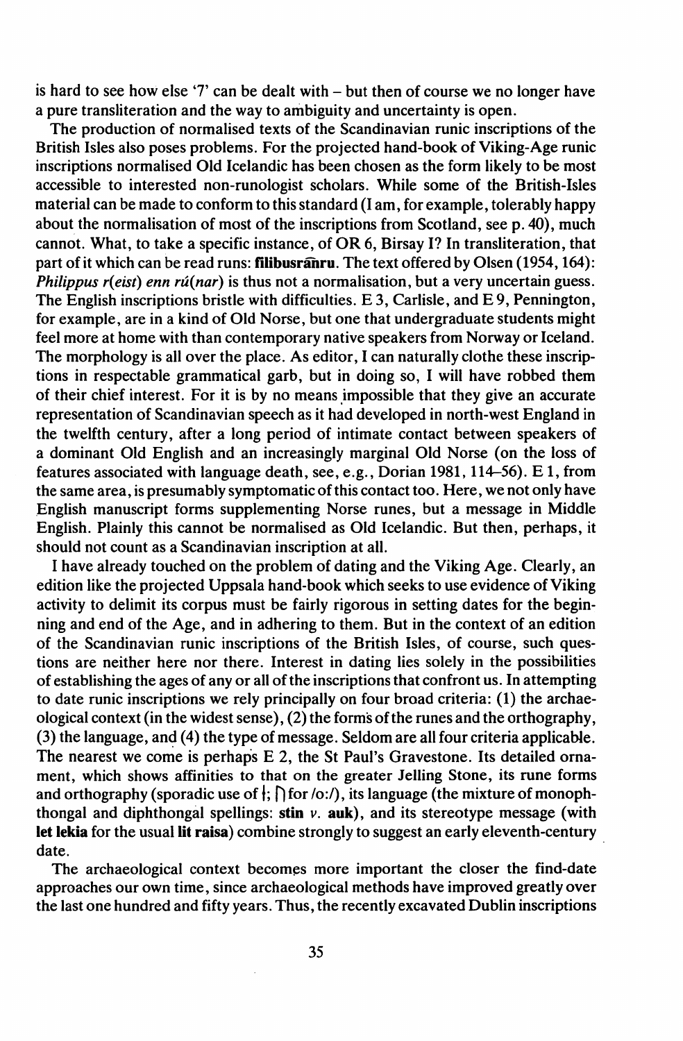is hard to see how else '7' can be dealt with – but then of course we no longer have a pure transliteration and the way to ambiguity and uncertainty is open.

The production of normalised texts of the Scandinavian runic inscriptions of the British Isles also poses problems. For the projected hand-book of Viking-Age runic inscriptions normalised Old Icelandic has been chosen as the form likely to be most accessible to interested non-runologist scholars. While some of the British-Isles material can be made to conform to this standard (I am, for example, tolerably happy about the normalisation of most of the inscriptions from Scotland, see p. 40), much cannot. What, to take a specific instance, of OR 6, Birsay I? In transliteration, that part of it which can be read runs: **filibusrãnru**. The text offered by Olsen (1954, 164): *Philippus r(eist) enn rú(nar)* is thus not a normalisation, but a very uncertain guess. The English inscriptions bristle with difficulties. E 3, Carlisle, and E 9, Pennington, for example, are in a kind of Old Norse, but one that undergraduate students might feel more at home with than contemporary native speakers from Norway or Iceland. The morphology is all over the place. As editor, I can naturally clothe these inscriptions in respectable grammatical garb, but in doing so, I will have robbed them of their chief interest. For it is by no means impossible that they give an accurate representation of Scandinavian speech as it had developed in north-west England in the twelfth century, after a long period of intimate contact between speakers of a dominant Old English and an increasingly marginal Old Norse (on the loss of features associated with language death, see, e.g., Dorian 1981, 114–56). E 1, from the same area, is presumably symptomatic of this contact too. Here, we not only have English manuscript forms supplementing Norse runes, but a message in Middle English. Plainly this cannot be normalised as Old Icelandic. But then, perhaps, it should not count as a Scandinavian inscription at all.

I have already touched on the problem of dating and the Viking Age. Clearly, an edition like the projected Uppsala hand-book which seeks to use evidence of Viking activity to delimit its corpus must be fairly rigorous in setting dates for the beginning and end of the Age, and in adhering to them. But in the context of an edition of the Scandinavian runic inscriptions of the British Isles, of course, such questions are neither here nor there. Interest in dating lies solely in the possibilities of establishing the ages of any or all of the inscriptions that confront us. In attempting to date runic inscriptions we rely principally on four broad criteria: (1) the archaeological context (in the widest sense), (2) the forms of the runes and the orthography, (3) the language, and (4) the type of message. Seldom are all four criteria applicable. The nearest we come is perhaps E 2, the St Paul's Gravestone. Its detailed ornament, which shows affinities to that on the greater Jelling Stone, its rune forms and orthography (sporadic use of ᚽ; ᚢ for /o:/), its language (the mixture of monophthongal and diphthongal spellings: **stin** *v.* **auk**), and its stereotype message (with **let lekia** for the usual **lit raisa**) combine strongly to suggest an early eleventh-century date.

The archaeological context becomes more important the closer the find-date approaches our own time, since archaeological methods have improved greatly over the last one hundred and fifty years. Thus, the recently excavated Dublin inscriptions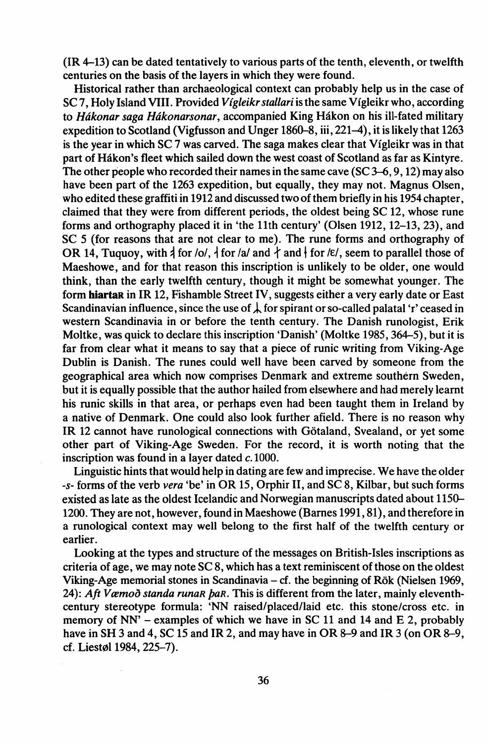(IR 4–13) can be dated tentatively to various parts of the tenth, eleventh, or twelfth centuries on the basis of the layers in which they were found.

Historical rather than archaeological context can probably help us in the case of SC 7, Holy Island VIII. Provided *Vígleikr stallari* is the same Vígleikr who, according to *Hákonar saga Hákonarsonar*, accompanied King Hákon on his ill-fated military expedition to Scotland (Vigfusson and Unger 1860–8, iii, 221–4), it is likely that 1263 is the year in which SC 7 was carved. The saga makes clear that Vígleikr was in that part of Hákon's fleet which sailed down the west coast of Scotland as far as Kintyre. The other people who recorded their names in the same cave (SC 3–6, 9, 12) may also have been part of the 1263 expedition, but equally, they may not. Magnus Olsen, who edited these graffiti in 1912 and discussed two of them briefly in his 1954 chapter, claimed that they were from different periods, the oldest being SC 12, whose rune forms and orthography placed it in 'the 11th century' (Olsen 1912, 12–13, 23), and SC 5 (for reasons that are not clear to me). The rune forms and orthography of OR 14, Tuquoy, with ᚮ for /o/, ᛆ for /a/ and ᛂ and ᚽ for /ɛ/, seem to parallel those of Maeshowe, and for that reason this inscription is unlikely to be older, one would think, than the early twelfth century, though it might be somewhat younger. The form **hiartaʀ** in IR 12, Fishamble Street IV, suggests either a very early date or East Scandinavian influence, since the use of ᛦ for spirant or so-called palatal 'r' ceased in western Scandinavia in or before the tenth century. The Danish runologist, Erik Moltke, was quick to declare this inscription 'Danish' (Moltke 1985, 364–5), but it is far from clear what it means to say that a piece of runic writing from Viking-Age Dublin is Danish. The runes could well have been carved by someone from the geographical area which now comprises Denmark and extreme southern Sweden, but it is equally possible that the author hailed from elsewhere and had merely learnt his runic skills in that area, or perhaps even had been taught them in Ireland by a native of Denmark. One could also look further afield. There is no reason why IR 12 cannot have runological connections with Götaland, Svealand, or yet some other part of Viking-Age Sweden. For the record, it is worth noting that the inscription was found in a layer dated *c.* 1000.

Linguistic hints that would help in dating are few and imprecise. We have the older *-s-* forms of the verb *vera* 'be' in OR 15, Orphir II, and SC 8, Kilbar, but such forms existed as late as the oldest Icelandic and Norwegian manuscripts dated about 1150–1200. They are not, however, found in Maeshowe (Barnes 1991, 81), and therefore in a runological context may well belong to the first half of the twelfth century or earlier.

Looking at the types and structure of the messages on British-Isles inscriptions as criteria of age, we may note SC 8, which has a text reminiscent of those on the oldest Viking-Age memorial stones in Scandinavia – cf. the beginning of Rök (Nielsen 1969, 24): *Aft Væmoð standa runaʀ þaʀ*. This is different from the later, mainly eleventh-century stereotype formula: 'NN raised/placed/laid etc. this stone/cross etc. in memory of NN' – examples of which we have in SC 11 and 14 and E 2, probably have in SH 3 and 4, SC 15 and IR 2, and may have in OR 8–9 and IR 3 (on OR 8–9, cf. Liestøl 1984, 225–7).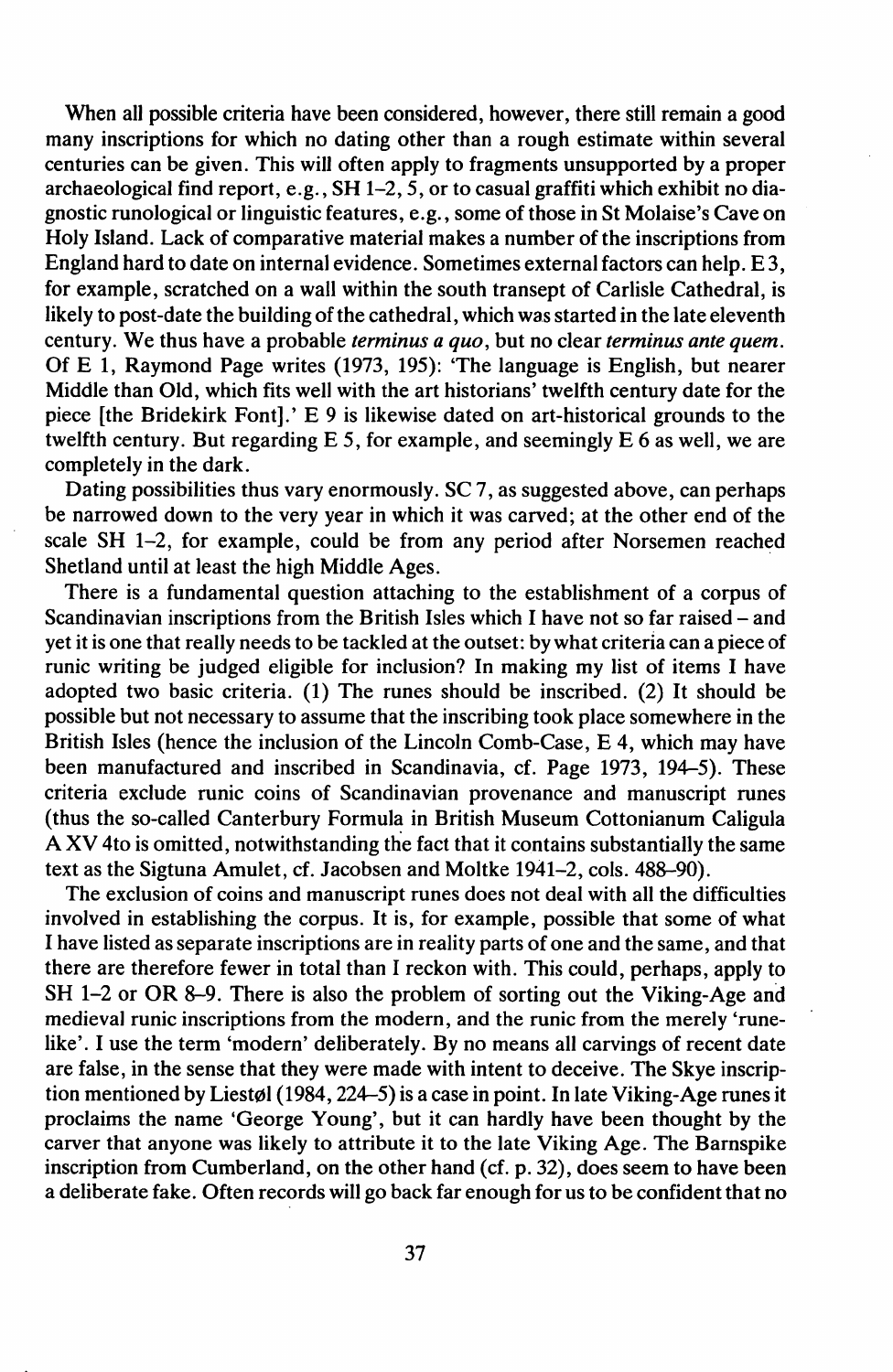When all possible criteria have been considered, however, there still remain a good many inscriptions for which no dating other than a rough estimate within several centuries can be given. This will often apply to fragments unsupported by a proper archaeological find report, e.g., SH 1–2, 5, or to casual graffiti which exhibit no diagnostic runological or linguistic features, e.g., some of those in St Molaise's Cave on Holy Island. Lack of comparative material makes a number of the inscriptions from England hard to date on internal evidence. Sometimes external factors can help. E 3, for example, scratched on a wall within the south transept of Carlisle Cathedral, is likely to post-date the building of the cathedral, which was started in the late eleventh century. We thus have a probable *terminus a quo*, but no clear *terminus ante quem*. Of E 1, Raymond Page writes (1973, 195): 'The language is English, but nearer Middle than Old, which fits well with the art historians' twelfth century date for the piece [the Bridekirk Font].' E 9 is likewise dated on art-historical grounds to the twelfth century. But regarding E 5, for example, and seemingly E 6 as well, we are completely in the dark.

Dating possibilities thus vary enormously. SC 7, as suggested above, can perhaps be narrowed down to the very year in which it was carved; at the other end of the scale SH 1–2, for example, could be from any period after Norsemen reached Shetland until at least the high Middle Ages.

There is a fundamental question attaching to the establishment of a corpus of Scandinavian inscriptions from the British Isles which I have not so far raised – and yet it is one that really needs to be tackled at the outset: by what criteria can a piece of runic writing be judged eligible for inclusion? In making my list of items I have adopted two basic criteria. (1) The runes should be inscribed. (2) It should be possible but not necessary to assume that the inscribing took place somewhere in the British Isles (hence the inclusion of the Lincoln Comb-Case, E 4, which may have been manufactured and inscribed in Scandinavia, cf. Page 1973, 194–5). These criteria exclude runic coins of Scandinavian provenance and manuscript runes (thus the so-called Canterbury Formula in British Museum Cottonianum Caligula A XV 4to is omitted, notwithstanding the fact that it contains substantially the same text as the Sigtuna Amulet, cf. Jacobsen and Moltke 1941–2, cols. 488–90).

The exclusion of coins and manuscript runes does not deal with all the difficulties involved in establishing the corpus. It is, for example, possible that some of what I have listed as separate inscriptions are in reality parts of one and the same, and that there are therefore fewer in total than I reckon with. This could, perhaps, apply to SH 1–2 or OR 8–9. There is also the problem of sorting out the Viking-Age and medieval runic inscriptions from the modern, and the runic from the merely 'rune-like'. I use the term 'modern' deliberately. By no means all carvings of recent date are false, in the sense that they were made with intent to deceive. The Skye inscription mentioned by Liestøl (1984, 224–5) is a case in point. In late Viking-Age runes it proclaims the name 'George Young', but it can hardly have been thought by the carver that anyone was likely to attribute it to the late Viking Age. The Barnspike inscription from Cumberland, on the other hand (cf. p. 32), does seem to have been a deliberate fake. Often records will go back far enough for us to be confident that no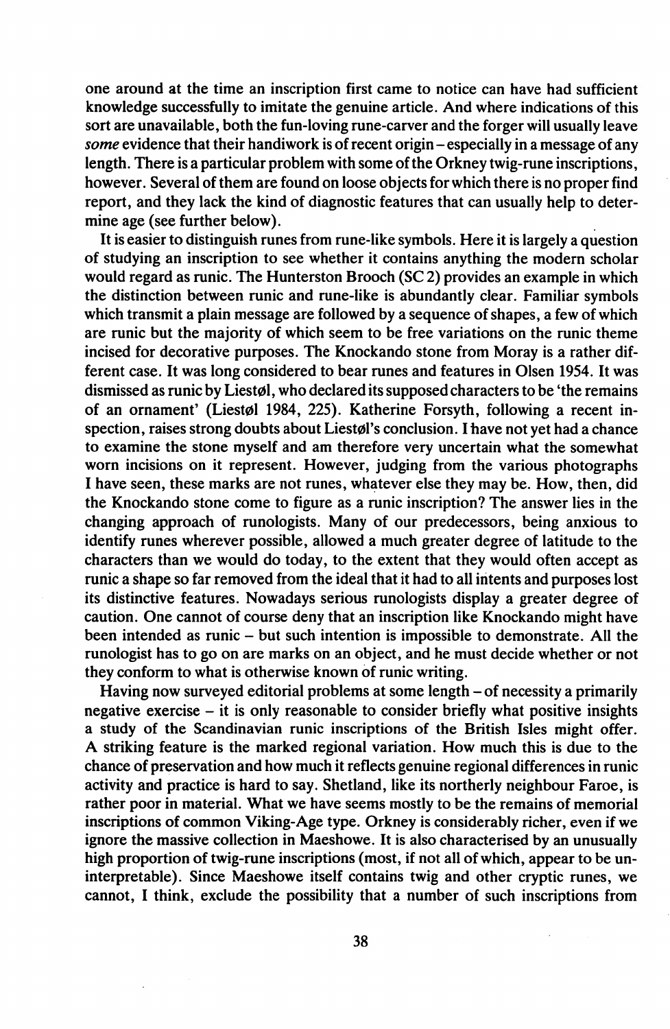one around at the time an inscription first came to notice can have had sufficient knowledge successfully to imitate the genuine article. And where indications of this sort are unavailable, both the fun-loving rune-carver and the forger will usually leave *some* evidence that their handiwork is of recent origin – especially in a message of any length. There is a particular problem with some of the Orkney twig-rune inscriptions, however. Several of them are found on loose objects for which there is no proper find report, and they lack the kind of diagnostic features that can usually help to determine age (see further below).

It is easier to distinguish runes from rune-like symbols. Here it is largely a question of studying an inscription to see whether it contains anything the modern scholar would regard as runic. The Hunterston Brooch (SC 2) provides an example in which the distinction between runic and rune-like is abundantly clear. Familiar symbols which transmit a plain message are followed by a sequence of shapes, a few of which are runic but the majority of which seem to be free variations on the runic theme incised for decorative purposes. The Knockando stone from Moray is a rather different case. It was long considered to bear runes and features in Olsen 1954. It was dismissed as runic by Liestøl, who declared its supposed characters to be 'the remains of an ornament' (Liestøl 1984, 225). Katherine Forsyth, following a recent inspection, raises strong doubts about Liestøl's conclusion. I have not yet had a chance to examine the stone myself and am therefore very uncertain what the somewhat worn incisions on it represent. However, judging from the various photographs I have seen, these marks are not runes, whatever else they may be. How, then, did the Knockando stone come to figure as a runic inscription? The answer lies in the changing approach of runologists. Many of our predecessors, being anxious to identify runes wherever possible, allowed a much greater degree of latitude to the characters than we would do today, to the extent that they would often accept as runic a shape so far removed from the ideal that it had to all intents and purposes lost its distinctive features. Nowadays serious runologists display a greater degree of caution. One cannot of course deny that an inscription like Knockando might have been intended as runic – but such intention is impossible to demonstrate. All the runologist has to go on are marks on an object, and he must decide whether or not they conform to what is otherwise known of runic writing.

Having now surveyed editorial problems at some length – of necessity a primarily negative exercise – it is only reasonable to consider briefly what positive insights a study of the Scandinavian runic inscriptions of the British Isles might offer. A striking feature is the marked regional variation. How much this is due to the chance of preservation and how much it reflects genuine regional differences in runic activity and practice is hard to say. Shetland, like its northerly neighbour Faroe, is rather poor in material. What we have seems mostly to be the remains of memorial inscriptions of common Viking-Age type. Orkney is considerably richer, even if we ignore the massive collection in Maeshowe. It is also characterised by an unusually high proportion of twig-rune inscriptions (most, if not all of which, appear to be uninterpretable). Since Maeshowe itself contains twig and other cryptic runes, we cannot, I think, exclude the possibility that a number of such inscriptions from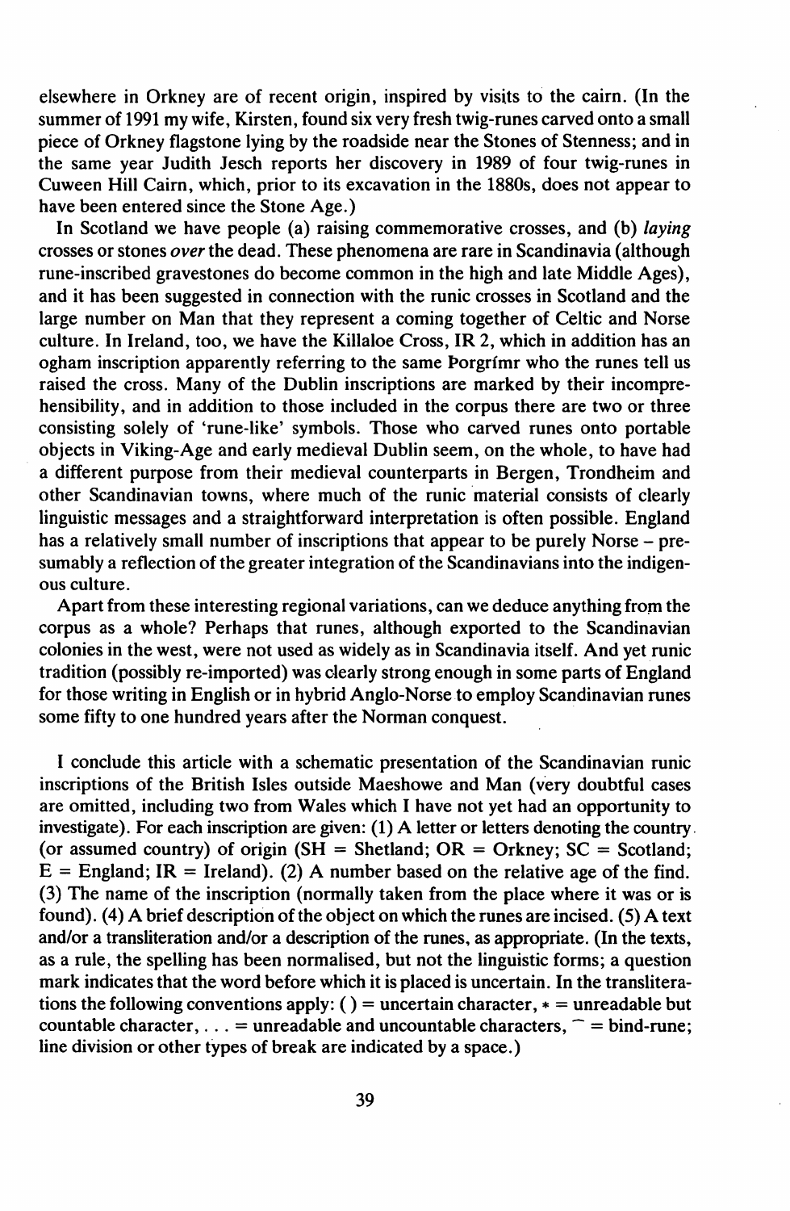elsewhere in Orkney are of recent origin, inspired by visits to the cairn. (In the summer of 1991 my wife, Kirsten, found six very fresh twig-runes carved onto a small piece of Orkney flagstone lying by the roadside near the Stones of Stenness; and in the same year Judith Jesch reports her discovery in 1989 of four twig-runes in Cuween Hill Cairn, which, prior to its excavation in the 1880s, does not appear to have been entered since the Stone Age.)

In Scotland we have people (a) raising commemorative crosses, and (b) *laying* crosses or stones *over* the dead. These phenomena are rare in Scandinavia (although rune-inscribed gravestones do become common in the high and late Middle Ages), and it has been suggested in connection with the runic crosses in Scotland and the large number on Man that they represent a coming together of Celtic and Norse culture. In Ireland, too, we have the Killaloe Cross, IR 2, which in addition has an ogham inscription apparently referring to the same Þorgrímr who the runes tell us raised the cross. Many of the Dublin inscriptions are marked by their incomprehensibility, and in addition to those included in the corpus there are two or three consisting solely of 'rune-like' symbols. Those who carved runes onto portable objects in Viking-Age and early medieval Dublin seem, on the whole, to have had a different purpose from their medieval counterparts in Bergen, Trondheim and other Scandinavian towns, where much of the runic material consists of clearly linguistic messages and a straightforward interpretation is often possible. England has a relatively small number of inscriptions that appear to be purely Norse – presumably a reflection of the greater integration of the Scandinavians into the indigenous culture.

Apart from these interesting regional variations, can we deduce anything from the corpus as a whole? Perhaps that runes, although exported to the Scandinavian colonies in the west, were not used as widely as in Scandinavia itself. And yet runic tradition (possibly re-imported) was clearly strong enough in some parts of England for those writing in English or in hybrid Anglo-Norse to employ Scandinavian runes some fifty to one hundred years after the Norman conquest.

I conclude this article with a schematic presentation of the Scandinavian runic inscriptions of the British Isles outside Maeshowe and Man (very doubtful cases are omitted, including two from Wales which I have not yet had an opportunity to investigate). For each inscription are given: (1) A letter or letters denoting the country (or assumed country) of origin (SH = Shetland; OR = Orkney; SC = Scotland; E = England; IR = Ireland). (2) A number based on the relative age of the find. (3) The name of the inscription (normally taken from the place where it was or is found). (4) A brief description of the object on which the runes are incised. (5) A text and/or a transliteration and/or a description of the runes, as appropriate. (In the texts, as a rule, the spelling has been normalised, but not the linguistic forms; a question mark indicates that the word before which it is placed is uncertain. In the transliterations the following conventions apply: ( ) = uncertain character, * = unreadable but countable character, . . . = unreadable and uncountable characters, ⁀ = bind-rune; line division or other types of break are indicated by a space.)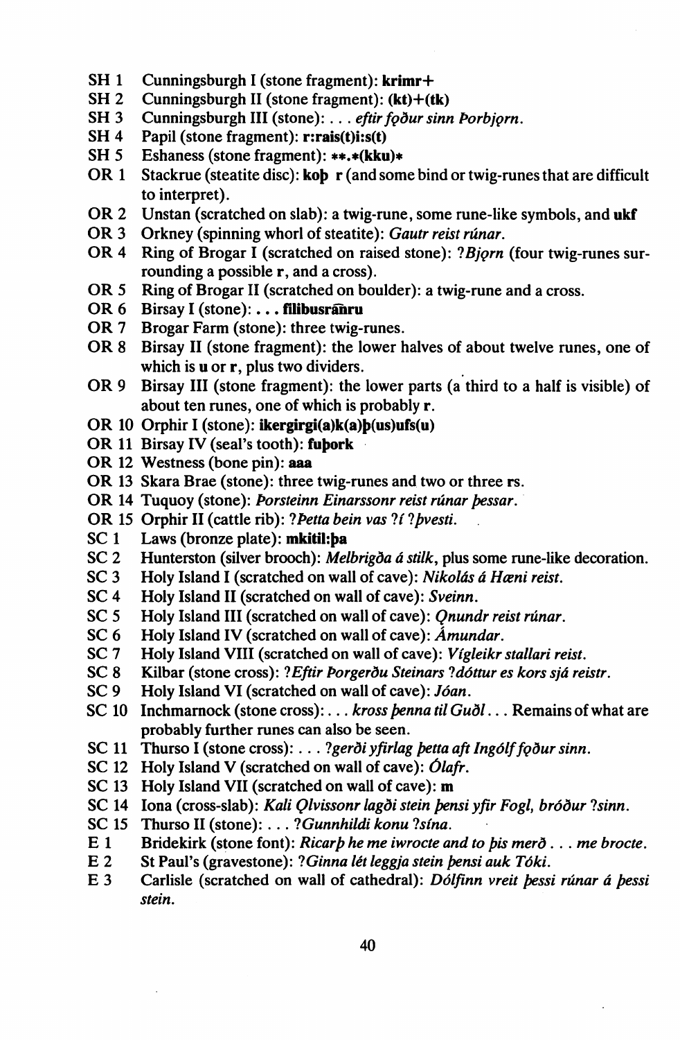SH 1 Cunningsburgh I (stone fragment): **krimr+**

SH 2 Cunningsburgh II (stone fragment): **(kt)+(tk)**

SH 3 Cunningsburgh III (stone): . . . *eftir fǫður sinn Þorbjǫrn*.

SH 4 Papil (stone fragment): **r:rais(t)i:s(t)**

SH 5 Eshaness (stone fragment): **\*\*.\*(kku)\***

OR 1 Stackrue (steatite disc): **koþ r** (and some bind or twig-runes that are difficult to interpret).

OR 2 Unstan (scratched on slab): a twig-rune, some rune-like symbols, and **ukf**

OR 3 Orkney (spinning whorl of steatite): *Gautr reist rúnar*.

OR 4 Ring of Brogar I (scratched on raised stone): ?*Bjǫrn* (four twig-runes surrounding a possible **r**, and a cross).

OR 5 Ring of Brogar II (scratched on boulder): a twig-rune and a cross.

OR 6 Birsay I (stone): . . . **filibusrãñru**

OR 7 Brogar Farm (stone): three twig-runes.

OR 8 Birsay II (stone fragment): the lower halves of about twelve runes, one of which is **u** or **r**, plus two dividers.

OR 9 Birsay III (stone fragment): the lower parts (a third to a half is visible) of about ten runes, one of which is probably **r**.

OR 10 Orphir I (stone): **ikergirgi(a)k(a)þ(us)ufs(u)**

OR 11 Birsay IV (seal's tooth): **fuþork**

OR 12 Westness (bone pin): **aaa**

OR 13 Skara Brae (stone): three twig-runes and two or three **rs**.

OR 14 Tuquoy (stone): *Þorsteinn Einarssonr reist rúnar þessar*.

OR 15 Orphir II (cattle rib): ?*Þetta bein vas* ?*í* ?*þvesti*.

SC 1 Laws (bronze plate): **mkitil:þa**

SC 2 Hunterston (silver brooch): *Melbrigða á stilk*, plus some rune-like decoration.

SC 3 Holy Island I (scratched on wall of cave): *Nikolás á Hæni reist*.

SC 4 Holy Island II (scratched on wall of cave): *Sveinn*.

SC 5 Holy Island III (scratched on wall of cave): *Ǫnundr reist rúnar*.

SC 6 Holy Island IV (scratched on wall of cave): *Ámundar*.

SC 7 Holy Island VIII (scratched on wall of cave): *Vígleikr stallari reist*.

SC 8 Kilbar (stone cross): ?*Eftir Þorgerðu Steinars* ?*dóttur es kors sjá reistr*.

SC 9 Holy Island VI (scratched on wall of cave): *Jóan*.

SC 10 Inchmarnock (stone cross): . . . *kross þenna til Guðl* . . . Remains of what are probably further runes can also be seen.

SC 11 Thurso I (stone cross): . . . ?*gerði yfirlag þetta aft Ingólf fǫður sinn*.

SC 12 Holy Island V (scratched on wall of cave): *Ólafr*.

SC 13 Holy Island VII (scratched on wall of cave): **m**

SC 14 Iona (cross-slab): *Kali Ǫlvissonr lagði stein þensi yfir Fogl, bróður* ?*sinn*.

SC 15 Thurso II (stone): . . . ?*Gunnhildi konu* ?*sína*.

E 1 Bridekirk (stone font): *Ricarþ he me iwrocte and to þis merð . . . me brocte*.

E 2 St Paul's (gravestone): ?*Ginna lét leggja stein þensi auk Tóki*.

E 3 Carlisle (scratched on wall of cathedral): *Dólfinn vreit þessi rúnar á þessi stein*.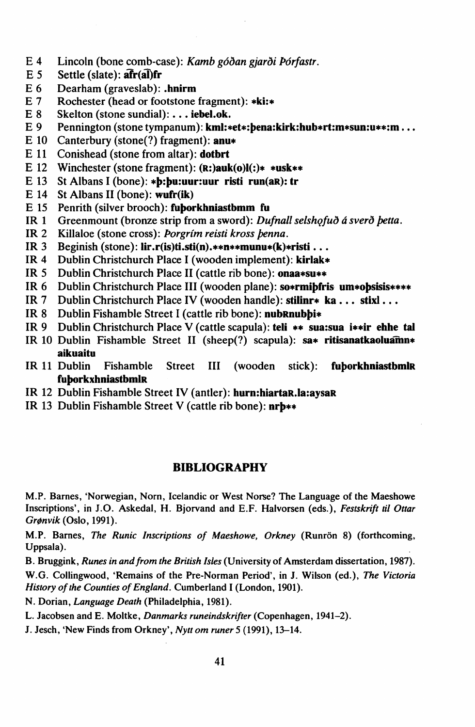E 4 Lincoln (bone comb-case): *Kamb góðan gjarði Þórfastr.*
E 5 Settle (slate): **a͡fr(a͡l)fr**
E 6 Dearham (graveslab): **.hnirm**
E 7 Rochester (head or footstone fragment): **\*ki:\***
E 8 Skelton (stone sundial): **. . . iebel.ok.**
E 9 Pennington (stone tympanum): **kml:\*et\*:þena:kirk:hub\*rt:m\*sun:u\*\*:m . . .**
E 10 Canterbury (stone(?) fragment): **anu\***
E 11 Conishead (stone from altar): **dotbrt**
E 12 Winchester (stone fragment): **(ʀ:)auk(o)l(:)\* \*usk\*\***
E 13 St Albans I (bone): **\*þ:þu:uur:uur risti run(aʀ): tr**
E 14 St Albans II (bone): **wufr(ik)**
E 15 Penrith (silver brooch): **fuþorkhniastbmm fu**
IR 1 Greenmount (bronze strip from a sword): *Dufnall selshǫfuð á sverð þetta.*
IR 2 Killaloe (stone cross): *Þorgrím reisti kross þenna.*
IR 3 Beginish (stone): **lir.r(is)ti.sti(n).\*\*n\*\*munu\*(k)\*risti . . .**
IR 4 Dublin Christchurch Place I (wooden implement): **kirlak\***
IR 5 Dublin Christchurch Place II (cattle rib bone): **onaa\*su\*\***
IR 6 Dublin Christchurch Place III (wooden plane): **so\*rmiþfris um\*oþsisis\*\*\*\***
IR 7 Dublin Christchurch Place IV (wooden handle): **stilinr\* ka . . . stixl . . .**
IR 8 Dublin Fishamble Street I (cattle rib bone): **nubʀnubþi\***
IR 9 Dublin Christchurch Place V (cattle scapula): **teli \*\* sua:sua i\*\*ir ehhe tal**
IR 10 Dublin Fishamble Street II (sheep(?) scapula): **sa\* ritisanatkaolua͡mn\* aikuaitu**
IR 11 Dublin Fishamble Street III (wooden stick): **fuþorkhniastbmlʀ fuþorkxhniastbmlʀ**
IR 12 Dublin Fishamble Street IV (antler): **hurn:hiartaʀ.la:aysaʀ**
IR 13 Dublin Fishamble Street V (cattle rib bone): **nrþ\*\***

## BIBLIOGRAPHY

M.P. Barnes, 'Norwegian, Norn, Icelandic or West Norse? The Language of the Maeshowe Inscriptions', in J.O. Askedal, H. Bjorvand and E.F. Halvorsen (eds.), *Festskrift til Ottar Grønvik* (Oslo, 1991).

M.P. Barnes, *The Runic Inscriptions of Maeshowe, Orkney* (Runrön 8) (forthcoming, Uppsala).

B. Bruggink, *Runes in and from the British Isles* (University of Amsterdam dissertation, 1987).

W.G. Collingwood, 'Remains of the Pre-Norman Period', in J. Wilson (ed.), *The Victoria History of the Counties of England*. Cumberland I (London, 1901).

N. Dorian, *Language Death* (Philadelphia, 1981).

L. Jacobsen and E. Moltke, *Danmarks runeindskrifter* (Copenhagen, 1941–2).

J. Jesch, 'New Finds from Orkney', *Nytt om runer* 5 (1991), 13–14.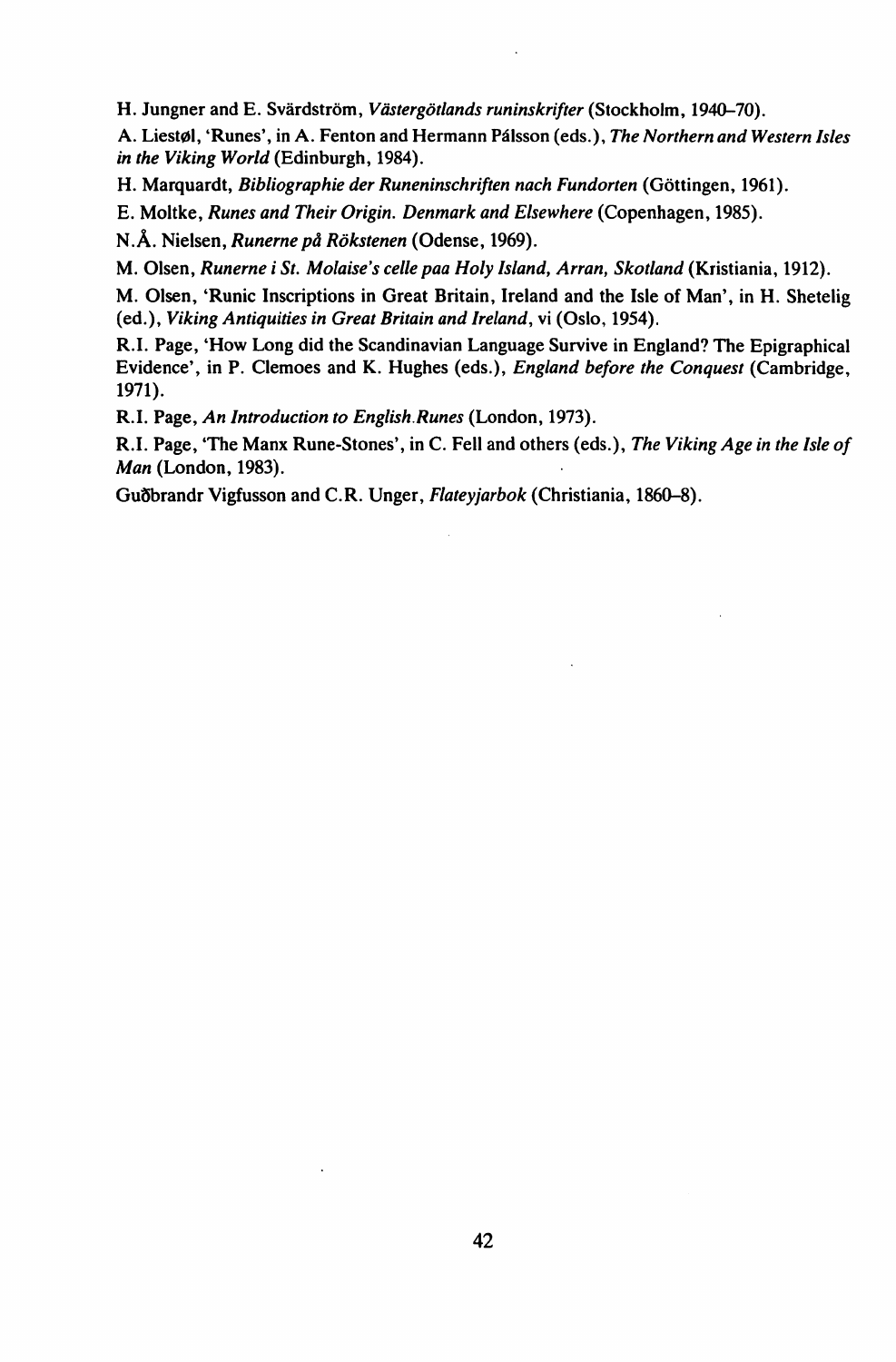H. Jungner and E. Svärdström, *Västergötlands runinskrifter* (Stockholm, 1940–70).

A. Liestøl, 'Runes', in A. Fenton and Hermann Pálsson (eds.), *The Northern and Western Isles in the Viking World* (Edinburgh, 1984).

H. Marquardt, *Bibliographie der Runeninschriften nach Fundorten* (Göttingen, 1961).

E. Moltke, *Runes and Their Origin. Denmark and Elsewhere* (Copenhagen, 1985).

N.Å. Nielsen, *Runerne på Rökstenen* (Odense, 1969).

M. Olsen, *Runerne i St. Molaise's celle paa Holy Island, Arran, Skotland* (Kristiania, 1912).

M. Olsen, 'Runic Inscriptions in Great Britain, Ireland and the Isle of Man', in H. Shetelig (ed.), *Viking Antiquities in Great Britain and Ireland*, vi (Oslo, 1954).

R.I. Page, 'How Long did the Scandinavian Language Survive in England? The Epigraphical Evidence', in P. Clemoes and K. Hughes (eds.), *England before the Conquest* (Cambridge, 1971).

R.I. Page, *An Introduction to English Runes* (London, 1973).

R.I. Page, 'The Manx Rune-Stones', in C. Fell and others (eds.), *The Viking Age in the Isle of Man* (London, 1983).

Guðbrandr Vigfusson and C.R. Unger, *Flateyjarbok* (Christiania, 1860–8).